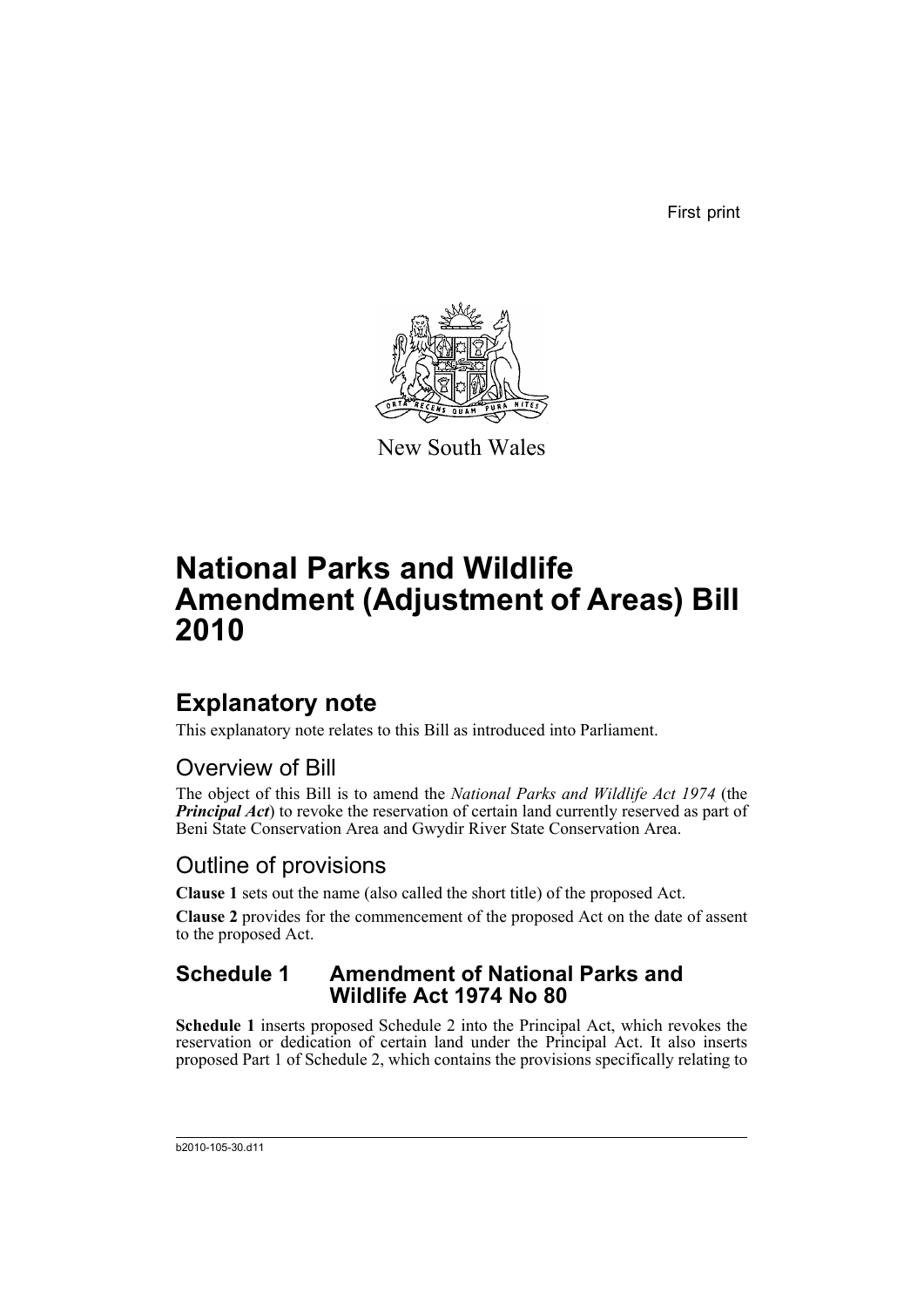First print

New South Wales

# National Parks and Wildlife Amendment (Adjustment of Areas) Bill 2010

## Explanatory note

This explanatory note relates to this Bill as introduced into Parliament.

### Overview of Bill

The object of this Bill is to amend the *National Parks and Wildlife Act 1974* (the ***Principal Act***) to revoke the reservation of certain land currently reserved as part of Beni State Conservation Area and Gwydir River State Conservation Area.

### Outline of provisions

**Clause 1** sets out the name (also called the short title) of the proposed Act.

**Clause 2** provides for the commencement of the proposed Act on the date of assent to the proposed Act.

### Schedule 1 Amendment of National Parks and Wildlife Act 1974 No 80

**Schedule 1** inserts proposed Schedule 2 into the Principal Act, which revokes the reservation or dedication of certain land under the Principal Act. It also inserts proposed Part 1 of Schedule 2, which contains the provisions specifically relating to

b2010-105-30.d11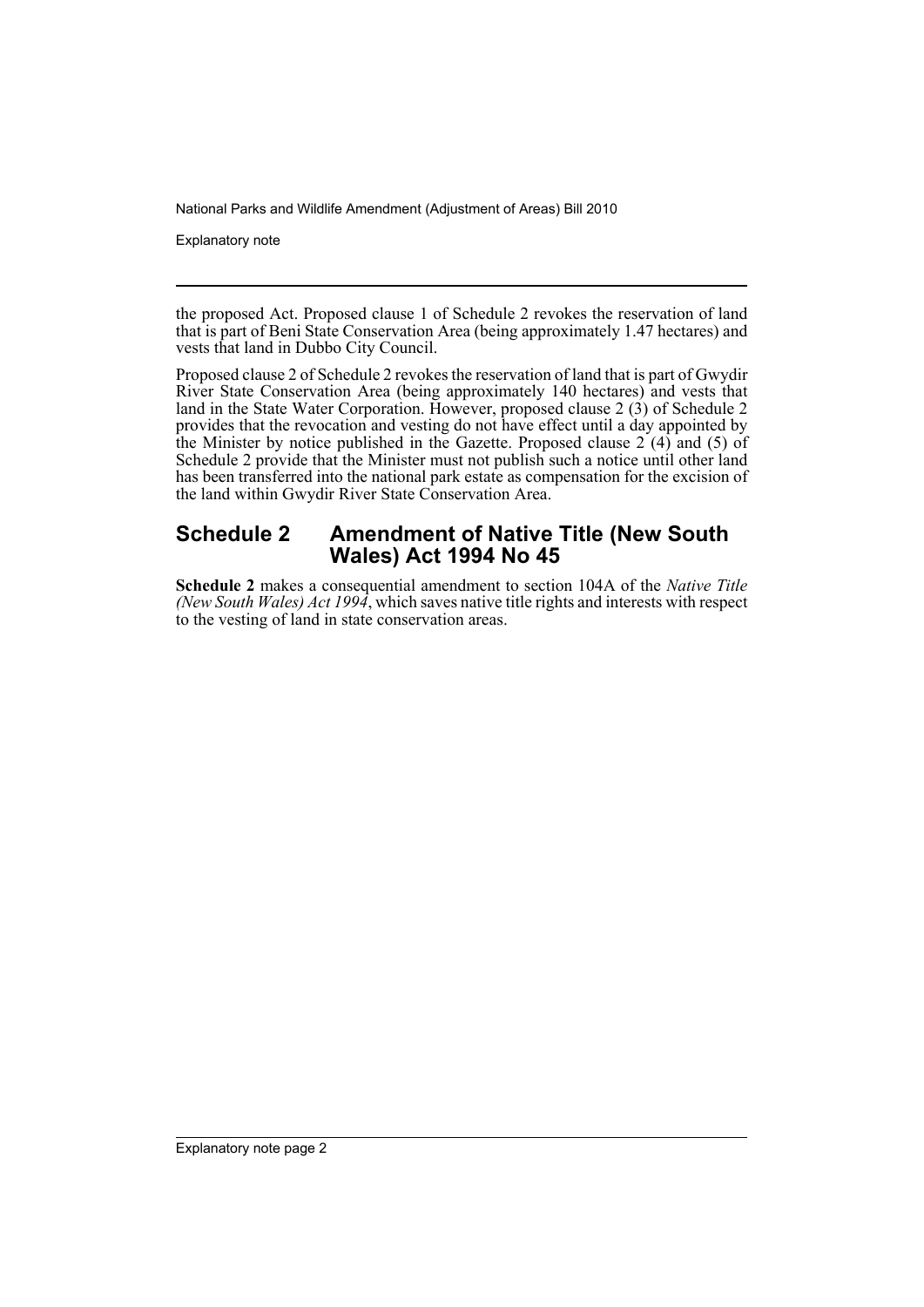the proposed Act. Proposed clause 1 of Schedule 2 revokes the reservation of land that is part of Beni State Conservation Area (being approximately 1.47 hectares) and vests that land in Dubbo City Council.

Proposed clause 2 of Schedule 2 revokes the reservation of land that is part of Gwydir River State Conservation Area (being approximately 140 hectares) and vests that land in the State Water Corporation. However, proposed clause 2 (3) of Schedule 2 provides that the revocation and vesting do not have effect until a day appointed by the Minister by notice published in the Gazette. Proposed clause 2 (4) and (5) of Schedule 2 provide that the Minister must not publish such a notice until other land has been transferred into the national park estate as compensation for the excision of the land within Gwydir River State Conservation Area.

## Schedule 2 Amendment of Native Title (New South Wales) Act 1994 No 45

**Schedule 2** makes a consequential amendment to section 104A of the *Native Title (New South Wales) Act 1994*, which saves native title rights and interests with respect to the vesting of land in state conservation areas.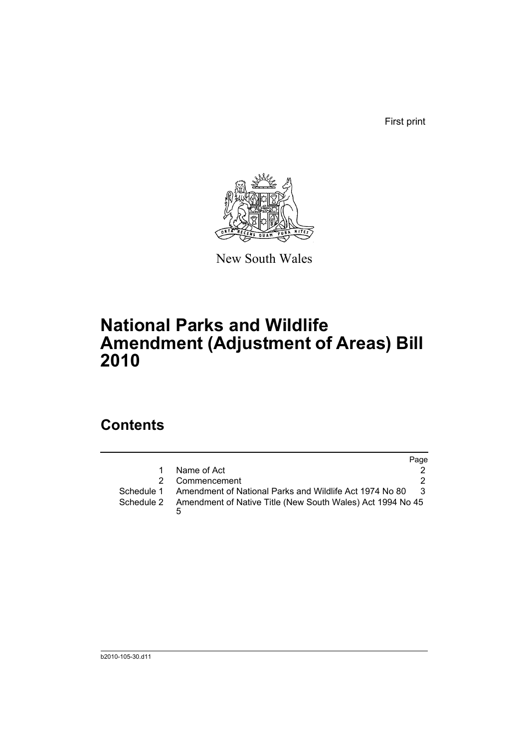First print

New South Wales

# National Parks and Wildlife Amendment (Adjustment of Areas) Bill 2010

## Contents

| | | Page |
|---|---|---|
| 1 | Name of Act | 2 |
| 2 | Commencement | 2 |
| Schedule 1 | Amendment of National Parks and Wildlife Act 1974 No 80 | 3 |
| Schedule 2 | Amendment of Native Title (New South Wales) Act 1994 No 45 | 5 |

b2010-105-30.d11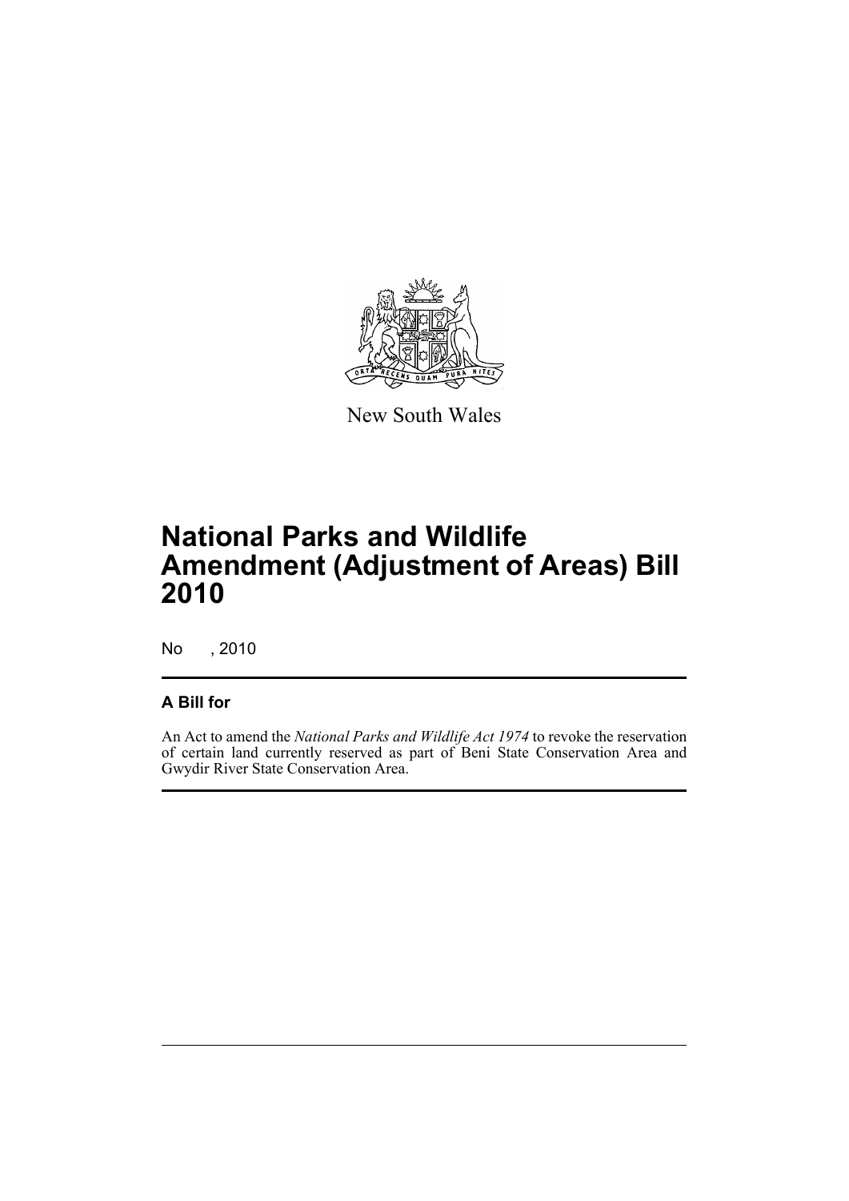New South Wales

# National Parks and Wildlife Amendment (Adjustment of Areas) Bill 2010

No , 2010

## A Bill for

An Act to amend the *National Parks and Wildlife Act 1974* to revoke the reservation of certain land currently reserved as part of Beni State Conservation Area and Gwydir River State Conservation Area.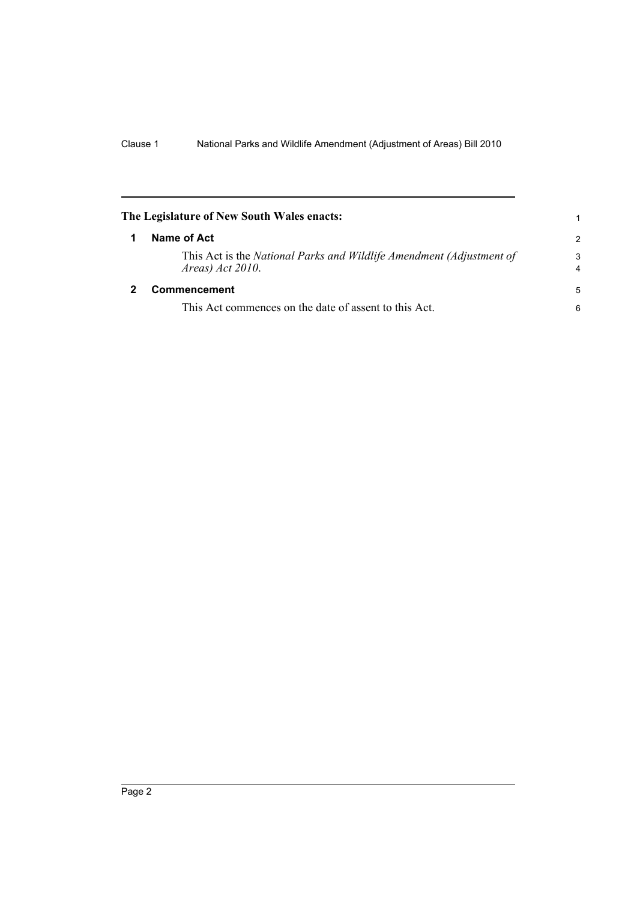**The Legislature of New South Wales enacts:**

## 1 Name of Act

This Act is the *National Parks and Wildlife Amendment (Adjustment of Areas) Act 2010*.

## 2 Commencement

This Act commences on the date of assent to this Act.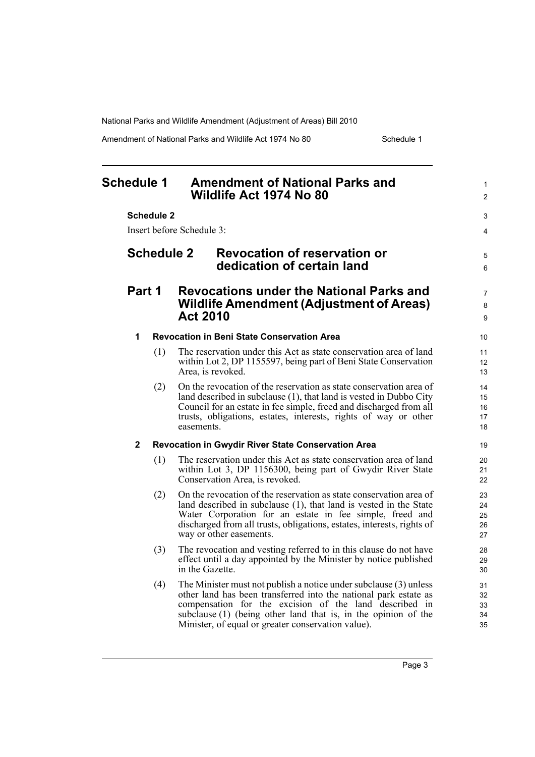# Schedule 1 Amendment of National Parks and Wildlife Act 1974 No 80

**Schedule 2**

Insert before Schedule 3:

## Schedule 2 Revocation of reservation or dedication of certain land

## Part 1 Revocations under the National Parks and Wildlife Amendment (Adjustment of Areas) Act 2010

### 1 Revocation in Beni State Conservation Area

(1) The reservation under this Act as state conservation area of land within Lot 2, DP 1155597, being part of Beni State Conservation Area, is revoked.

(2) On the revocation of the reservation as state conservation area of land described in subclause (1), that land is vested in Dubbo City Council for an estate in fee simple, freed and discharged from all trusts, obligations, estates, interests, rights of way or other easements.

### 2 Revocation in Gwydir River State Conservation Area

(1) The reservation under this Act as state conservation area of land within Lot 3, DP 1156300, being part of Gwydir River State Conservation Area, is revoked.

(2) On the revocation of the reservation as state conservation area of land described in subclause (1), that land is vested in the State Water Corporation for an estate in fee simple, freed and discharged from all trusts, obligations, estates, interests, rights of way or other easements.

(3) The revocation and vesting referred to in this clause do not have effect until a day appointed by the Minister by notice published in the Gazette.

(4) The Minister must not publish a notice under subclause (3) unless other land has been transferred into the national park estate as compensation for the excision of the land described in subclause (1) (being other land that is, in the opinion of the Minister, of equal or greater conservation value).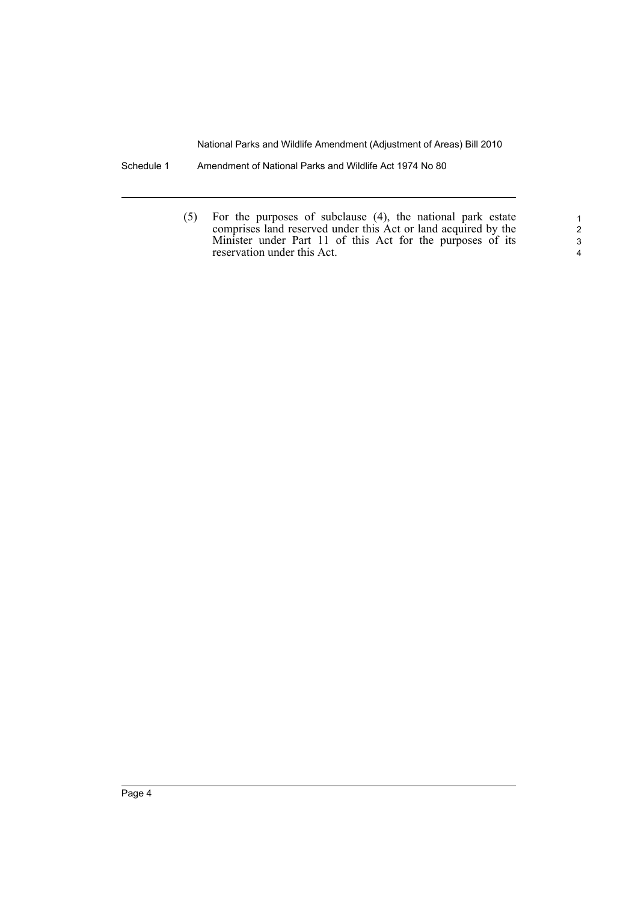(5) For the purposes of subclause (4), the national park estate comprises land reserved under this Act or land acquired by the Minister under Part 11 of this Act for the purposes of its reservation under this Act.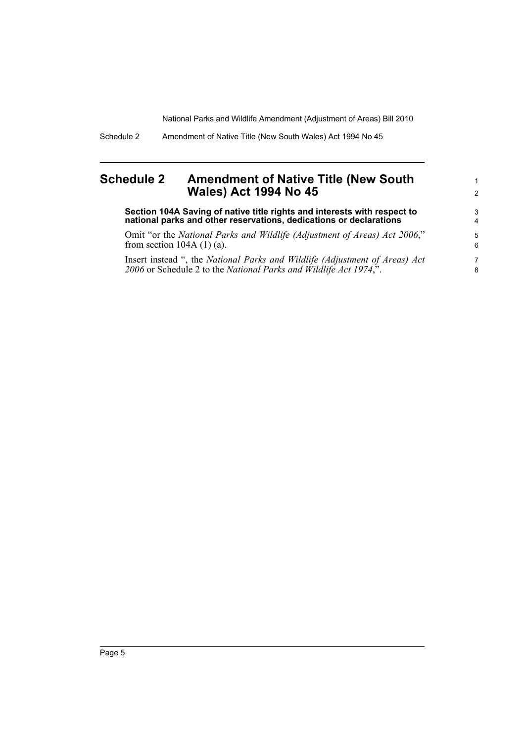# Schedule 2 Amendment of Native Title (New South Wales) Act 1994 No 45

**Section 104A Saving of native title rights and interests with respect to national parks and other reservations, dedications or declarations**

Omit "or the *National Parks and Wildlife (Adjustment of Areas) Act 2006*," from section 104A (1) (a).

Insert instead ", the *National Parks and Wildlife (Adjustment of Areas) Act 2006* or Schedule 2 to the *National Parks and Wildlife Act 1974*,".